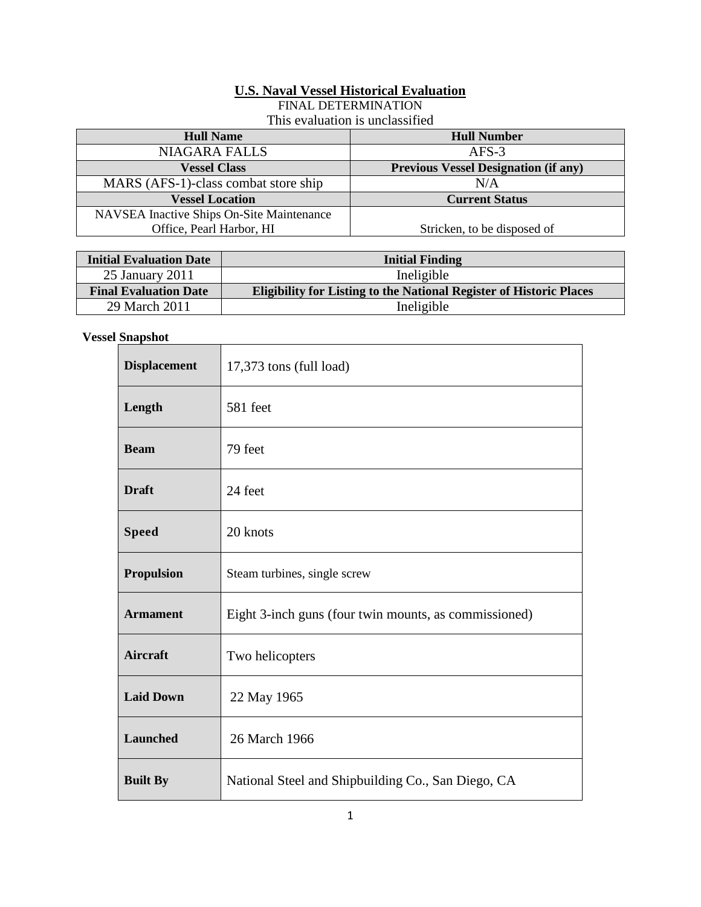# U.S. Naval Vessel Historical Evaluation

FINAL DETERMINATION

This evaluation is unclassified

| Hull Name | Hull Number |
|---|---|
| NIAGARA FALLS | AFS-3 |
| **Vessel Class** | **Previous Vessel Designation (if any)** |
| MARS (AFS-1)-class combat store ship | N/A |
| **Vessel Location** | **Current Status** |
| NAVSEA Inactive Ships On-Site Maintenance Office, Pearl Harbor, HI | Stricken, to be disposed of |

| Initial Evaluation Date | Initial Finding |
|---|---|
| 25 January 2011 | Ineligible |
| **Final Evaluation Date** | **Eligibility for Listing to the National Register of Historic Places** |
| 29 March 2011 | Ineligible |

**Vessel Snapshot**

| | |
|---|---|
| **Displacement** | 17,373 tons (full load) |
| **Length** | 581 feet |
| **Beam** | 79 feet |
| **Draft** | 24 feet |
| **Speed** | 20 knots |
| **Propulsion** | Steam turbines, single screw |
| **Armament** | Eight 3-inch guns (four twin mounts, as commissioned) |
| **Aircraft** | Two helicopters |
| **Laid Down** | 22 May 1965 |
| **Launched** | 26 March 1966 |
| **Built By** | National Steel and Shipbuilding Co., San Diego, CA |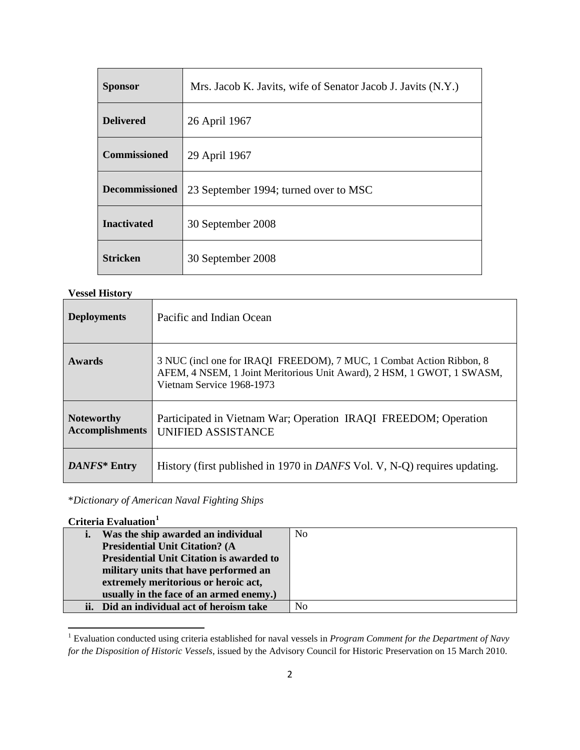| Sponsor | Mrs. Jacob K. Javits, wife of Senator Jacob J. Javits (N.Y.) |
|---|---|
| **Delivered** | 26 April 1967 |
| **Commissioned** | 29 April 1967 |
| **Decommissioned** | 23 September 1994; turned over to MSC |
| **Inactivated** | 30 September 2008 |
| **Stricken** | 30 September 2008 |

**Vessel History**

| Deployments | Pacific and Indian Ocean |
|---|---|
| **Awards** | 3 NUC (incl one for IRAQI FREEDOM), 7 MUC, 1 Combat Action Ribbon, 8 AFEM, 4 NSEM, 1 Joint Meritorious Unit Award), 2 HSM, 1 GWOT, 1 SWASM, Vietnam Service 1968-1973 |
| **Noteworthy Accomplishments** | Participated in Vietnam War; Operation IRAQI FREEDOM; Operation UNIFIED ASSISTANCE |
| ***DANFS*\* Entry** | History (first published in 1970 in *DANFS* Vol. V, N-Q) requires updating. |

\**Dictionary of American Naval Fighting Ships*

**Criteria Evaluation**[1]

| Criterion | Response |
|---|---|
| **i. Was the ship awarded an individual Presidential Unit Citation? (A Presidential Unit Citation is awarded to military units that have performed an extremely meritorious or heroic act, usually in the face of an armed enemy.)** | No |
| **ii. Did an individual act of heroism take** | No |

[1] Evaluation conducted using criteria established for naval vessels in *Program Comment for the Department of Navy for the Disposition of Historic Vessels*, issued by the Advisory Council for Historic Preservation on 15 March 2010.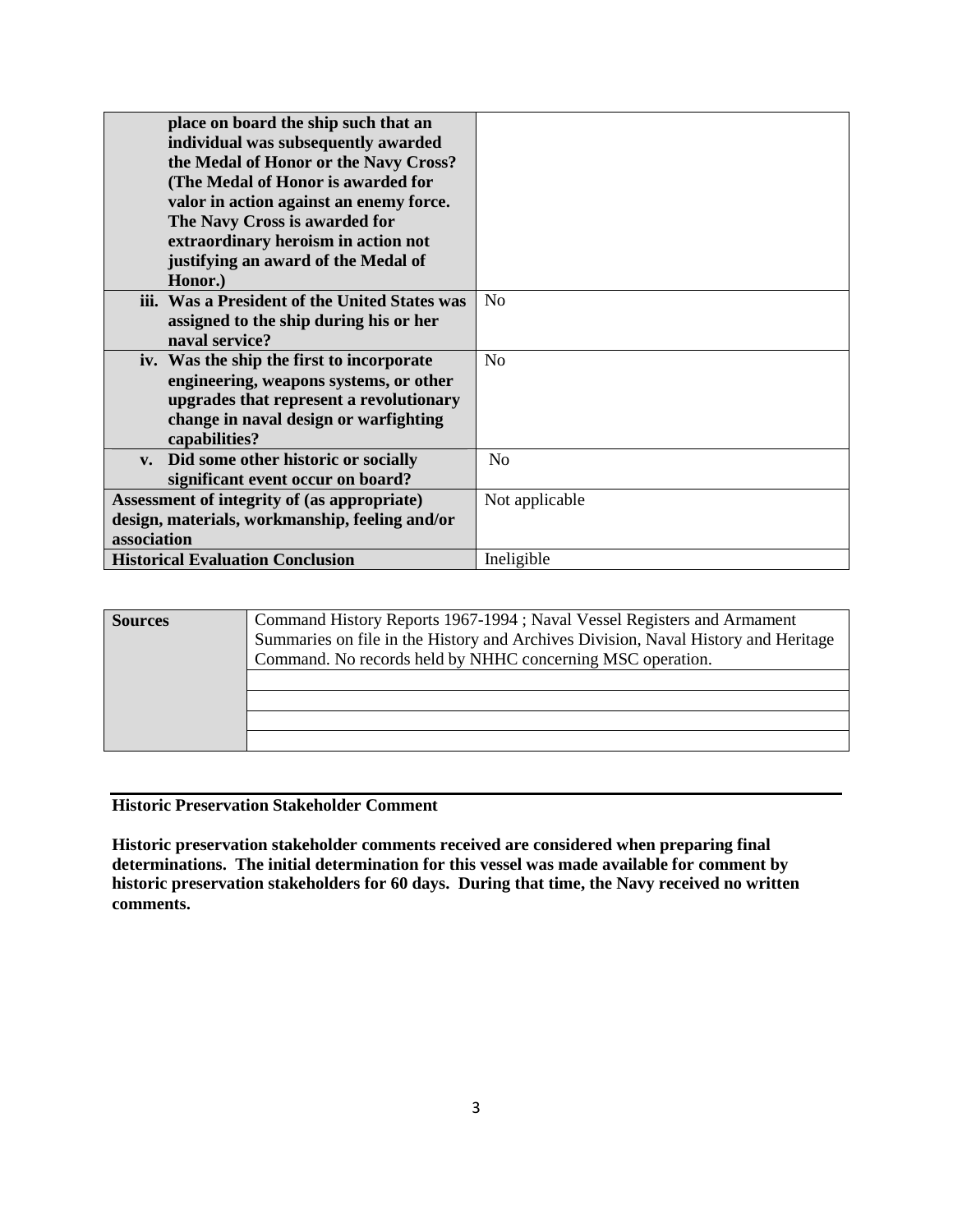| | |
|---|---|
| place on board the ship such that an individual was subsequently awarded the Medal of Honor or the Navy Cross? (The Medal of Honor is awarded for valor in action against an enemy force. The Navy Cross is awarded for extraordinary heroism in action not justifying an award of the Medal of Honor.) | |
| iii. Was a President of the United States was assigned to the ship during his or her naval service? | No |
| iv. Was the ship the first to incorporate engineering, weapons systems, or other upgrades that represent a revolutionary change in naval design or warfighting capabilities? | No |
| v. Did some other historic or socially significant event occur on board? | No |
| **Assessment of integrity of (as appropriate) design, materials, workmanship, feeling and/or association** | Not applicable |
| **Historical Evaluation Conclusion** | Ineligible |

| | |
|---|---|
| **Sources** | Command History Reports 1967-1994 ; Naval Vessel Registers and Armament Summaries on file in the History and Archives Division, Naval History and Heritage Command. No records held by NHHC concerning MSC operation. |
| | |
| | |
| | |
| | |

**Historic Preservation Stakeholder Comment**

**Historic preservation stakeholder comments received are considered when preparing final determinations. The initial determination for this vessel was made available for comment by historic preservation stakeholders for 60 days. During that time, the Navy received no written comments.**